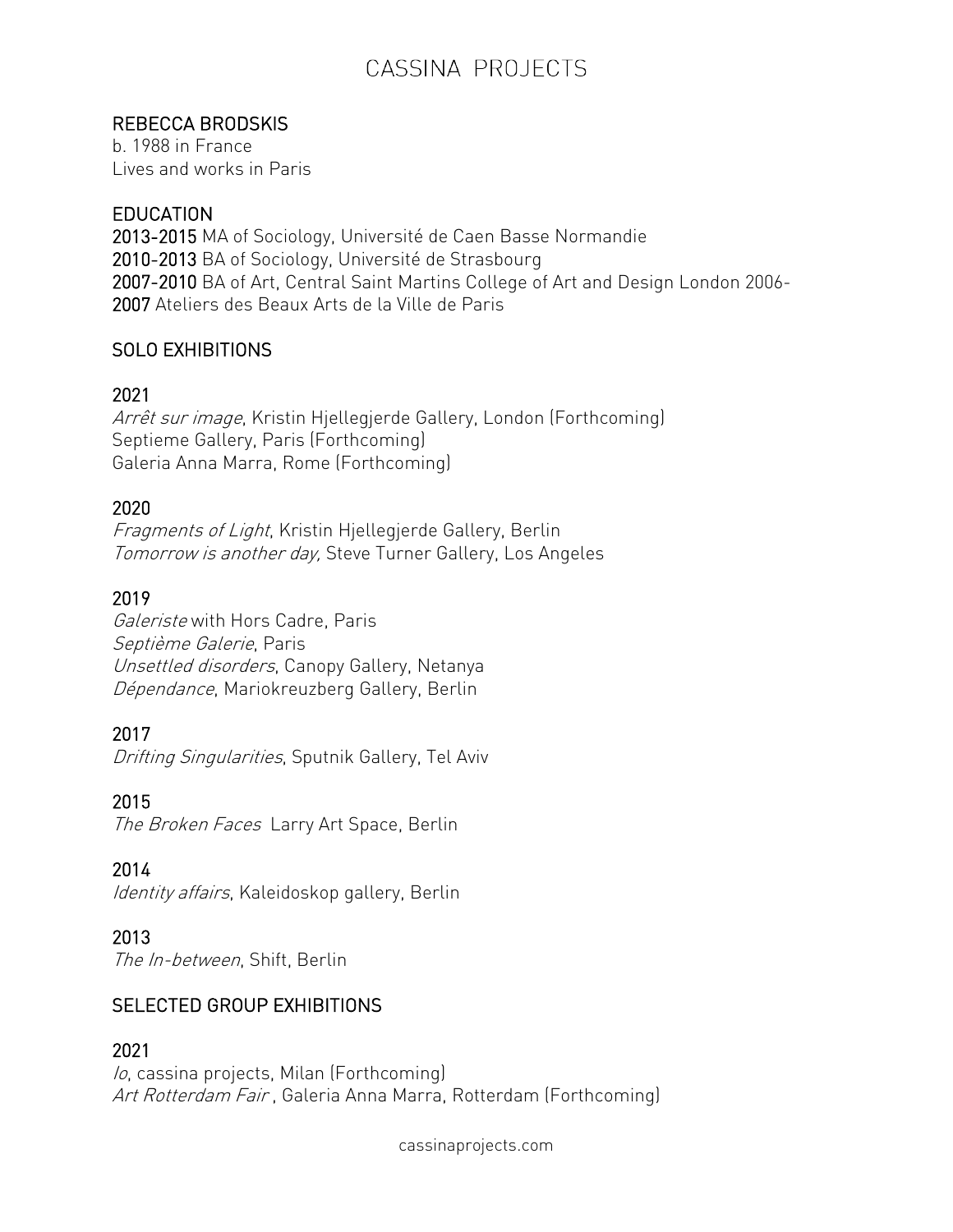# CASSINA PROJECTS

## REBECCA BRODSKIS

b. 1988 in France
Lives and works in Paris

## EDUCATION

**2013-2015** MA of Sociology, Université de Caen Basse Normandie
**2010-2013** BA of Sociology, Université de Strasbourg
**2007-2010** BA of Art, Central Saint Martins College of Art and Design London 2006-
**2007** Ateliers des Beaux Arts de la Ville de Paris

## SOLO EXHIBITIONS

### 2021

*Arrêt sur image*, Kristin Hjellegjerde Gallery, London (Forthcoming)
Septieme Gallery, Paris (Forthcoming)
Galeria Anna Marra, Rome (Forthcoming)

### 2020

*Fragments of Light*, Kristin Hjellegjerde Gallery, Berlin
*Tomorrow is another day,* Steve Turner Gallery, Los Angeles

### 2019

*Galeriste* with Hors Cadre, Paris
*Septième Galerie*, Paris
*Unsettled disorders*, Canopy Gallery, Netanya
*Dépendance*, Mariokreuzberg Gallery, Berlin

### 2017

*Drifting Singularities*, Sputnik Gallery, Tel Aviv

### 2015

*The Broken Faces* Larry Art Space, Berlin

### 2014

*Identity affairs*, Kaleidoskop gallery, Berlin

### 2013

*The In-between*, Shift, Berlin

## SELECTED GROUP EXHIBITIONS

### 2021

*Io*, cassina projects, Milan (Forthcoming)
*Art Rotterdam Fair* , Galeria Anna Marra, Rotterdam (Forthcoming)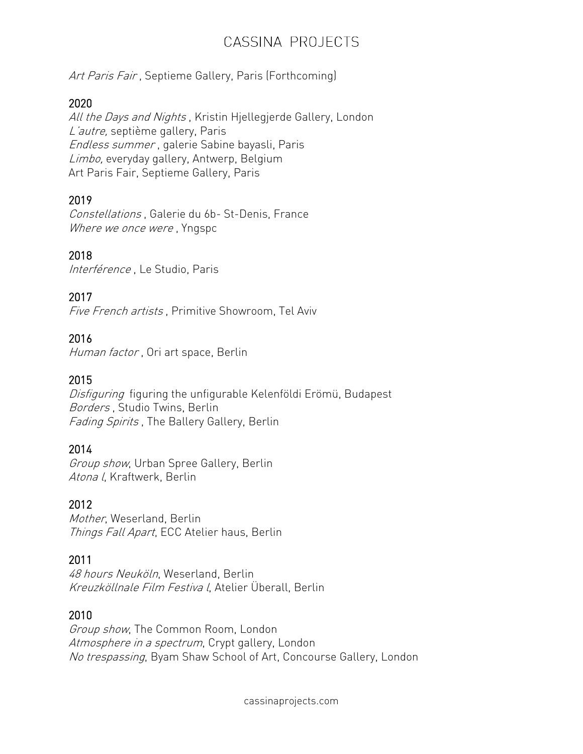*Art Paris Fair* , Septieme Gallery, Paris (Forthcoming)

## 2020

*All the Days and Nights* , Kristin Hjellegjerde Gallery, London
*L'autre,* septième gallery, Paris
*Endless summer* , galerie Sabine bayasli, Paris
*Limbo,* everyday gallery, Antwerp, Belgium
Art Paris Fair, Septieme Gallery, Paris

## 2019

*Constellations* , Galerie du 6b- St-Denis, France
*Where we once were* , Yngspc

## 2018

*Interférence* , Le Studio, Paris

## 2017

*Five French artists* , Primitive Showroom, Tel Aviv

## 2016

*Human factor* , Ori art space, Berlin

## 2015

*Disfiguring* figuring the unfigurable Kelenföldi Erömü, Budapest
*Borders* , Studio Twins, Berlin
*Fading Spirits* , The Ballery Gallery, Berlin

## 2014

*Group show*, Urban Spree Gallery, Berlin
*Atona l*, Kraftwerk, Berlin

## 2012

*Mother*, Weserland, Berlin
*Things Fall Apart*, ECC Atelier haus, Berlin

## 2011

*48 hours Neuköln*, Weserland, Berlin
*Kreuzköllnale Film Festiva l*, Atelier Überall, Berlin

## 2010

*Group show*, The Common Room, London
*Atmosphere in a spectrum*, Crypt gallery, London
*No trespassing*, Byam Shaw School of Art, Concourse Gallery, London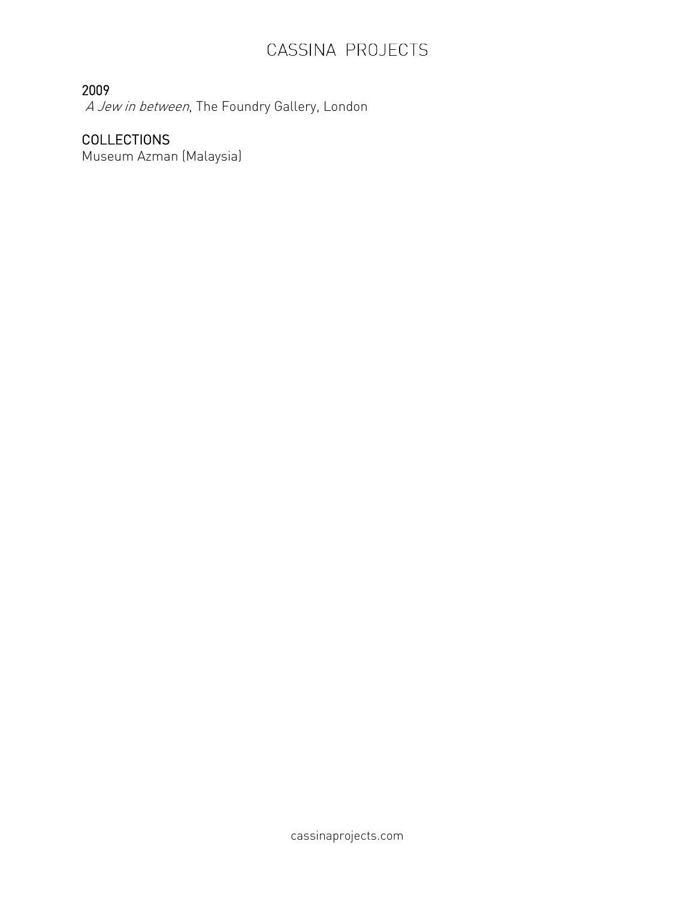2009

*A Jew in between*, The Foundry Gallery, London

COLLECTIONS

Museum Azman (Malaysia)